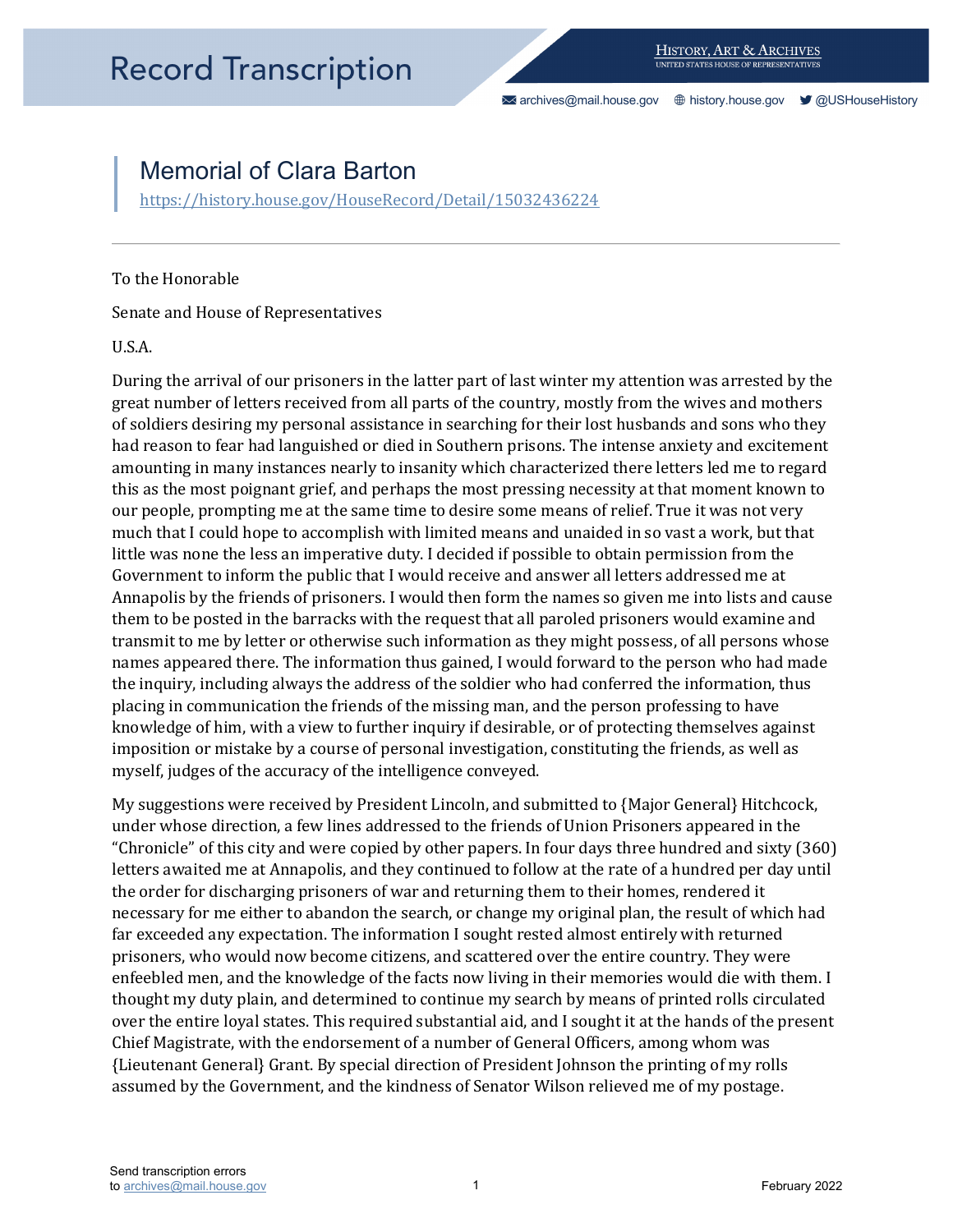# Memorial of Clara Barton

https://history.house.gov/HouseRecord/Detail/15032436224

---

To the Honorable

Senate and House of Representatives

U.S.A.

During the arrival of our prisoners in the latter part of last winter my attention was arrested by the great number of letters received from all parts of the country, mostly from the wives and mothers of soldiers desiring my personal assistance in searching for their lost husbands and sons who they had reason to fear had languished or died in Southern prisons. The intense anxiety and excitement amounting in many instances nearly to insanity which characterized there letters led me to regard this as the most poignant grief, and perhaps the most pressing necessity at that moment known to our people, prompting me at the same time to desire some means of relief. True it was not very much that I could hope to accomplish with limited means and unaided in so vast a work, but that little was none the less an imperative duty. I decided if possible to obtain permission from the Government to inform the public that I would receive and answer all letters addressed me at Annapolis by the friends of prisoners. I would then form the names so given me into lists and cause them to be posted in the barracks with the request that all paroled prisoners would examine and transmit to me by letter or otherwise such information as they might possess, of all persons whose names appeared there. The information thus gained, I would forward to the person who had made the inquiry, including always the address of the soldier who had conferred the information, thus placing in communication the friends of the missing man, and the person professing to have knowledge of him, with a view to further inquiry if desirable, or of protecting themselves against imposition or mistake by a course of personal investigation, constituting the friends, as well as myself, judges of the accuracy of the intelligence conveyed.

My suggestions were received by President Lincoln, and submitted to {Major General} Hitchcock, under whose direction, a few lines addressed to the friends of Union Prisoners appeared in the "Chronicle" of this city and were copied by other papers. In four days three hundred and sixty (360) letters awaited me at Annapolis, and they continued to follow at the rate of a hundred per day until the order for discharging prisoners of war and returning them to their homes, rendered it necessary for me either to abandon the search, or change my original plan, the result of which had far exceeded any expectation. The information I sought rested almost entirely with returned prisoners, who would now become citizens, and scattered over the entire country. They were enfeebled men, and the knowledge of the facts now living in their memories would die with them. I thought my duty plain, and determined to continue my search by means of printed rolls circulated over the entire loyal states. This required substantial aid, and I sought it at the hands of the present Chief Magistrate, with the endorsement of a number of General Officers, among whom was {Lieutenant General} Grant. By special direction of President Johnson the printing of my rolls assumed by the Government, and the kindness of Senator Wilson relieved me of my postage.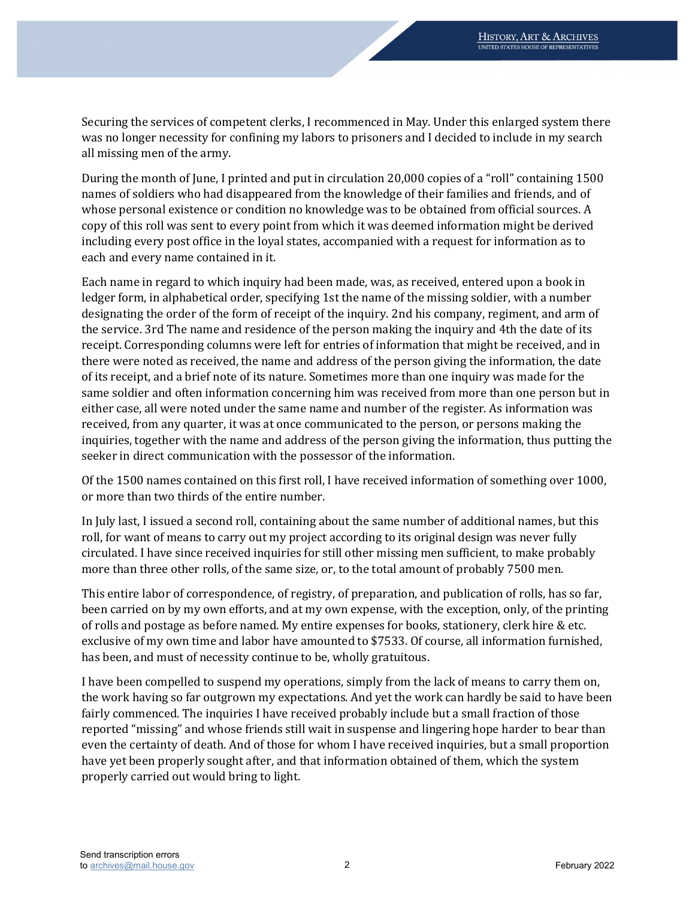Securing the services of competent clerks, I recommenced in May. Under this enlarged system there was no longer necessity for confining my labors to prisoners and I decided to include in my search all missing men of the army.

During the month of June, I printed and put in circulation 20,000 copies of a "roll" containing 1500 names of soldiers who had disappeared from the knowledge of their families and friends, and of whose personal existence or condition no knowledge was to be obtained from official sources. A copy of this roll was sent to every point from which it was deemed information might be derived including every post office in the loyal states, accompanied with a request for information as to each and every name contained in it.

Each name in regard to which inquiry had been made, was, as received, entered upon a book in ledger form, in alphabetical order, specifying 1st the name of the missing soldier, with a number designating the order of the form of receipt of the inquiry. 2nd his company, regiment, and arm of the service. 3rd The name and residence of the person making the inquiry and 4th the date of its receipt. Corresponding columns were left for entries of information that might be received, and in there were noted as received, the name and address of the person giving the information, the date of its receipt, and a brief note of its nature. Sometimes more than one inquiry was made for the same soldier and often information concerning him was received from more than one person but in either case, all were noted under the same name and number of the register. As information was received, from any quarter, it was at once communicated to the person, or persons making the inquiries, together with the name and address of the person giving the information, thus putting the seeker in direct communication with the possessor of the information.

Of the 1500 names contained on this first roll, I have received information of something over 1000, or more than two thirds of the entire number.

In July last, I issued a second roll, containing about the same number of additional names, but this roll, for want of means to carry out my project according to its original design was never fully circulated. I have since received inquiries for still other missing men sufficient, to make probably more than three other rolls, of the same size, or, to the total amount of probably 7500 men.

This entire labor of correspondence, of registry, of preparation, and publication of rolls, has so far, been carried on by my own efforts, and at my own expense, with the exception, only, of the printing of rolls and postage as before named. My entire expenses for books, stationery, clerk hire & etc. exclusive of my own time and labor have amounted to $7533. Of course, all information furnished, has been, and must of necessity continue to be, wholly gratuitous.

I have been compelled to suspend my operations, simply from the lack of means to carry them on, the work having so far outgrown my expectations. And yet the work can hardly be said to have been fairly commenced. The inquiries I have received probably include but a small fraction of those reported "missing" and whose friends still wait in suspense and lingering hope harder to bear than even the certainty of death. And of those for whom I have received inquiries, but a small proportion have yet been properly sought after, and that information obtained of them, which the system properly carried out would bring to light.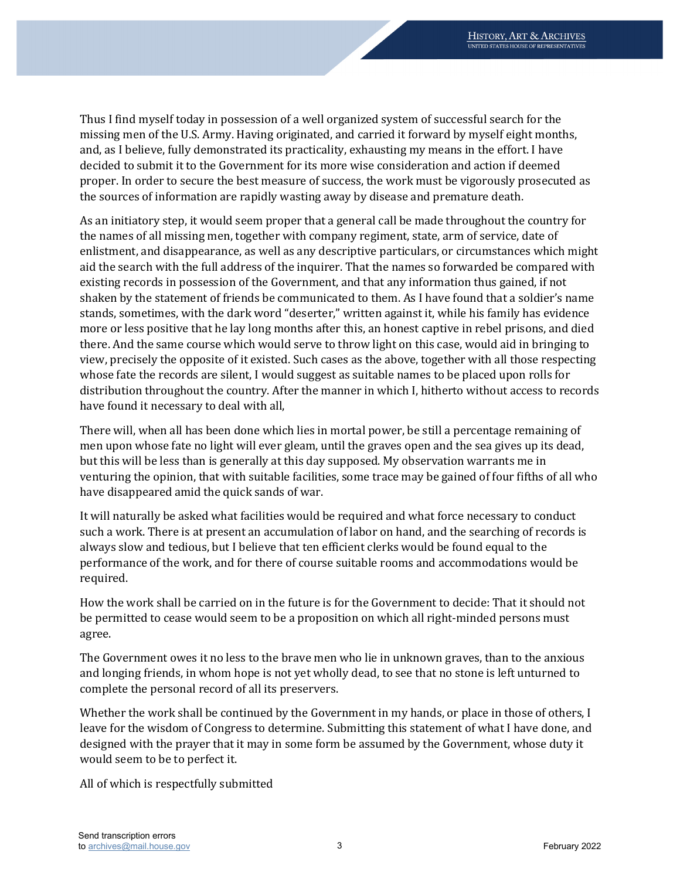Thus I find myself today in possession of a well organized system of successful search for the missing men of the U.S. Army. Having originated, and carried it forward by myself eight months, and, as I believe, fully demonstrated its practicality, exhausting my means in the effort. I have decided to submit it to the Government for its more wise consideration and action if deemed proper. In order to secure the best measure of success, the work must be vigorously prosecuted as the sources of information are rapidly wasting away by disease and premature death.

As an initiatory step, it would seem proper that a general call be made throughout the country for the names of all missing men, together with company regiment, state, arm of service, date of enlistment, and disappearance, as well as any descriptive particulars, or circumstances which might aid the search with the full address of the inquirer. That the names so forwarded be compared with existing records in possession of the Government, and that any information thus gained, if not shaken by the statement of friends be communicated to them. As I have found that a soldier's name stands, sometimes, with the dark word "deserter," written against it, while his family has evidence more or less positive that he lay long months after this, an honest captive in rebel prisons, and died there. And the same course which would serve to throw light on this case, would aid in bringing to view, precisely the opposite of it existed. Such cases as the above, together with all those respecting whose fate the records are silent, I would suggest as suitable names to be placed upon rolls for distribution throughout the country. After the manner in which I, hitherto without access to records have found it necessary to deal with all,

There will, when all has been done which lies in mortal power, be still a percentage remaining of men upon whose fate no light will ever gleam, until the graves open and the sea gives up its dead, but this will be less than is generally at this day supposed. My observation warrants me in venturing the opinion, that with suitable facilities, some trace may be gained of four fifths of all who have disappeared amid the quick sands of war.

It will naturally be asked what facilities would be required and what force necessary to conduct such a work. There is at present an accumulation of labor on hand, and the searching of records is always slow and tedious, but I believe that ten efficient clerks would be found equal to the performance of the work, and for there of course suitable rooms and accommodations would be required.

How the work shall be carried on in the future is for the Government to decide: That it should not be permitted to cease would seem to be a proposition on which all right-minded persons must agree.

The Government owes it no less to the brave men who lie in unknown graves, than to the anxious and longing friends, in whom hope is not yet wholly dead, to see that no stone is left unturned to complete the personal record of all its preservers.

Whether the work shall be continued by the Government in my hands, or place in those of others, I leave for the wisdom of Congress to determine. Submitting this statement of what I have done, and designed with the prayer that it may in some form be assumed by the Government, whose duty it would seem to be to perfect it.

All of which is respectfully submitted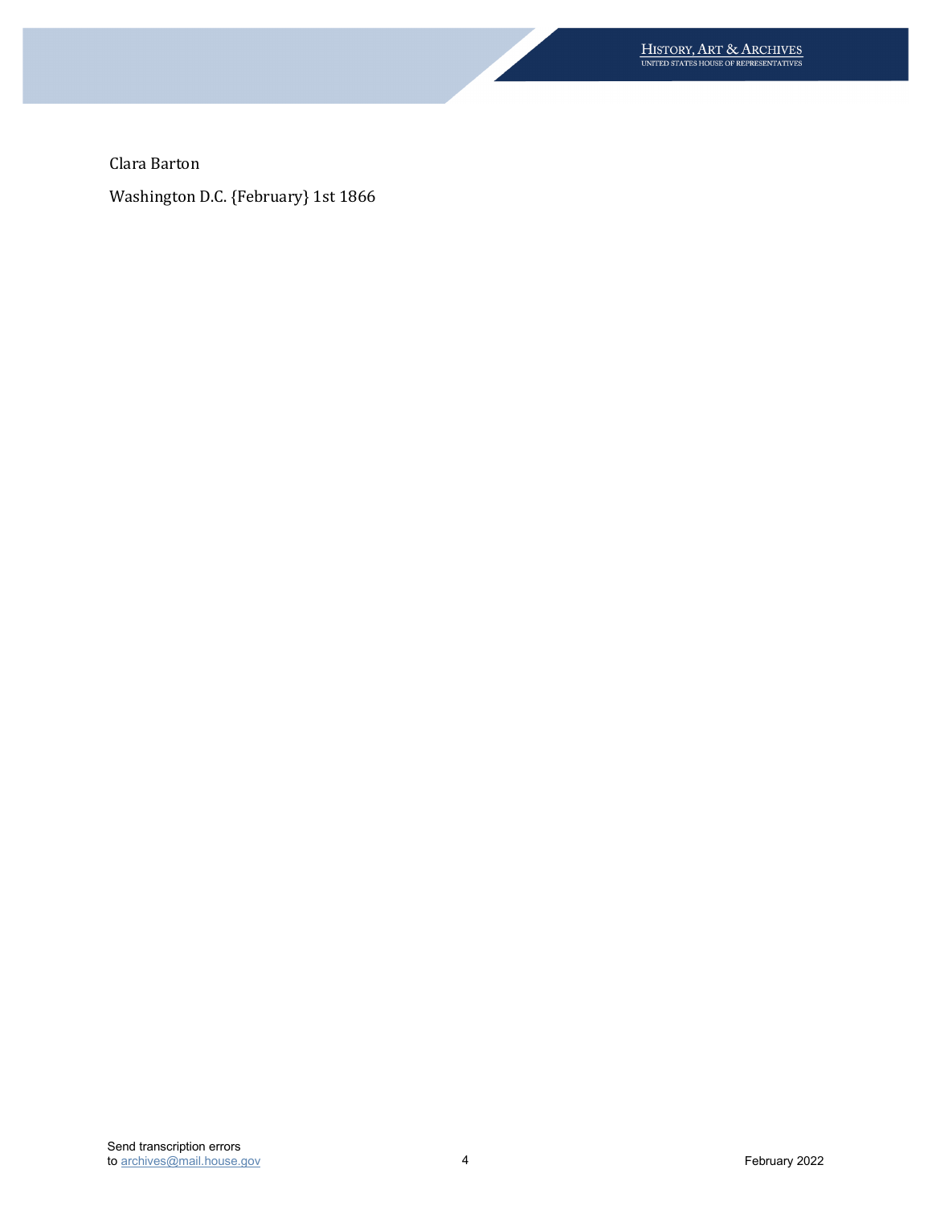Clara Barton

Washington D.C. {February} 1st 1866